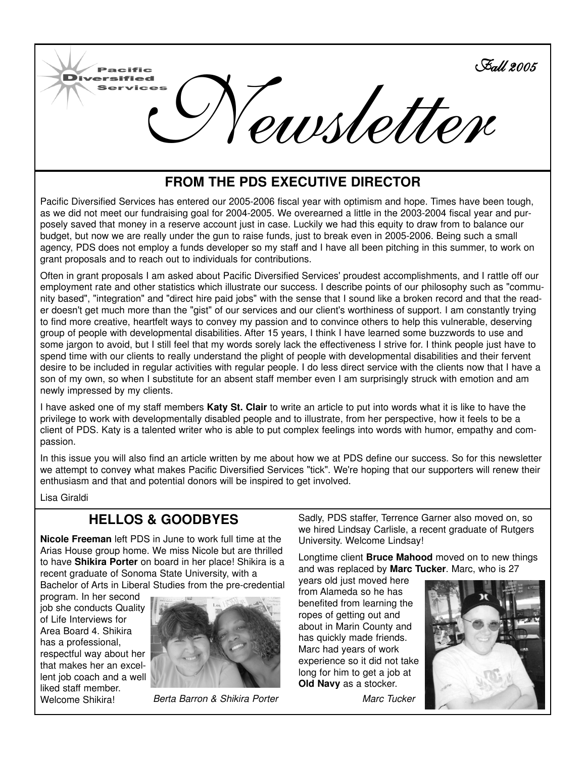Pacific Diversified Services

# Newsletter

Fall 2005

## FROM THE PDS EXECUTIVE DIRECTOR

Pacific Diversified Services has entered our 2005-2006 fiscal year with optimism and hope. Times have been tough, as we did not meet our fundraising goal for 2004-2005. We overearned a little in the 2003-2004 fiscal year and purposely saved that money in a reserve account just in case. Luckily we had this equity to draw from to balance our budget, but now we are really under the gun to raise funds, just to break even in 2005-2006. Being such a small agency, PDS does not employ a funds developer so my staff and I have all been pitching in this summer, to work on grant proposals and to reach out to individuals for contributions.

Often in grant proposals I am asked about Pacific Diversified Services' proudest accomplishments, and I rattle off our employment rate and other statistics which illustrate our success. I describe points of our philosophy such as "community based", "integration" and "direct hire paid jobs" with the sense that I sound like a broken record and that the reader doesn't get much more than the "gist" of our services and our client's worthiness of support. I am constantly trying to find more creative, heartfelt ways to convey my passion and to convince others to help this vulnerable, deserving group of people with developmental disabilities. After 15 years, I think I have learned some buzzwords to use and some jargon to avoid, but I still feel that my words sorely lack the effectiveness I strive for. I think people just have to spend time with our clients to really understand the plight of people with developmental disabilities and their fervent desire to be included in regular activities with regular people. I do less direct service with the clients now that I have a son of my own, so when I substitute for an absent staff member even I am surprisingly struck with emotion and am newly impressed by my clients.

I have asked one of my staff members **Katy St. Clair** to write an article to put into words what it is like to have the privilege to work with developmentally disabled people and to illustrate, from her perspective, how it feels to be a client of PDS. Katy is a talented writer who is able to put complex feelings into words with humor, empathy and compassion.

In this issue you will also find an article written by me about how we at PDS define our success. So for this newsletter we attempt to convey what makes Pacific Diversified Services "tick". We're hoping that our supporters will renew their enthusiasm and that and potential donors will be inspired to get involved.

Lisa Giraldi

## HELLOS & GOODBYES

**Nicole Freeman** left PDS in June to work full time at the Arias House group home. We miss Nicole but are thrilled to have **Shikira Porter** on board in her place! Shikira is a recent graduate of Sonoma State University, with a Bachelor of Arts in Liberal Studies from the pre-credential program. In her second job she conducts Quality of Life Interviews for Area Board 4. Shikira has a professional, respectful way about her that makes her an excellent job coach and a well liked staff member. Welcome Shikira!

*Berta Barron & Shikira Porter*

Sadly, PDS staffer, Terrence Garner also moved on, so we hired Lindsay Carlisle, a recent graduate of Rutgers University. Welcome Lindsay!

Longtime client **Bruce Mahood** moved on to new things and was replaced by **Marc Tucker**. Marc, who is 27 years old just moved here from Alameda so he has benefited from learning the ropes of getting out and about in Marin County and has quickly made friends. Marc had years of work experience so it did not take long for him to get a job at **Old Navy** as a stocker.

*Marc Tucker*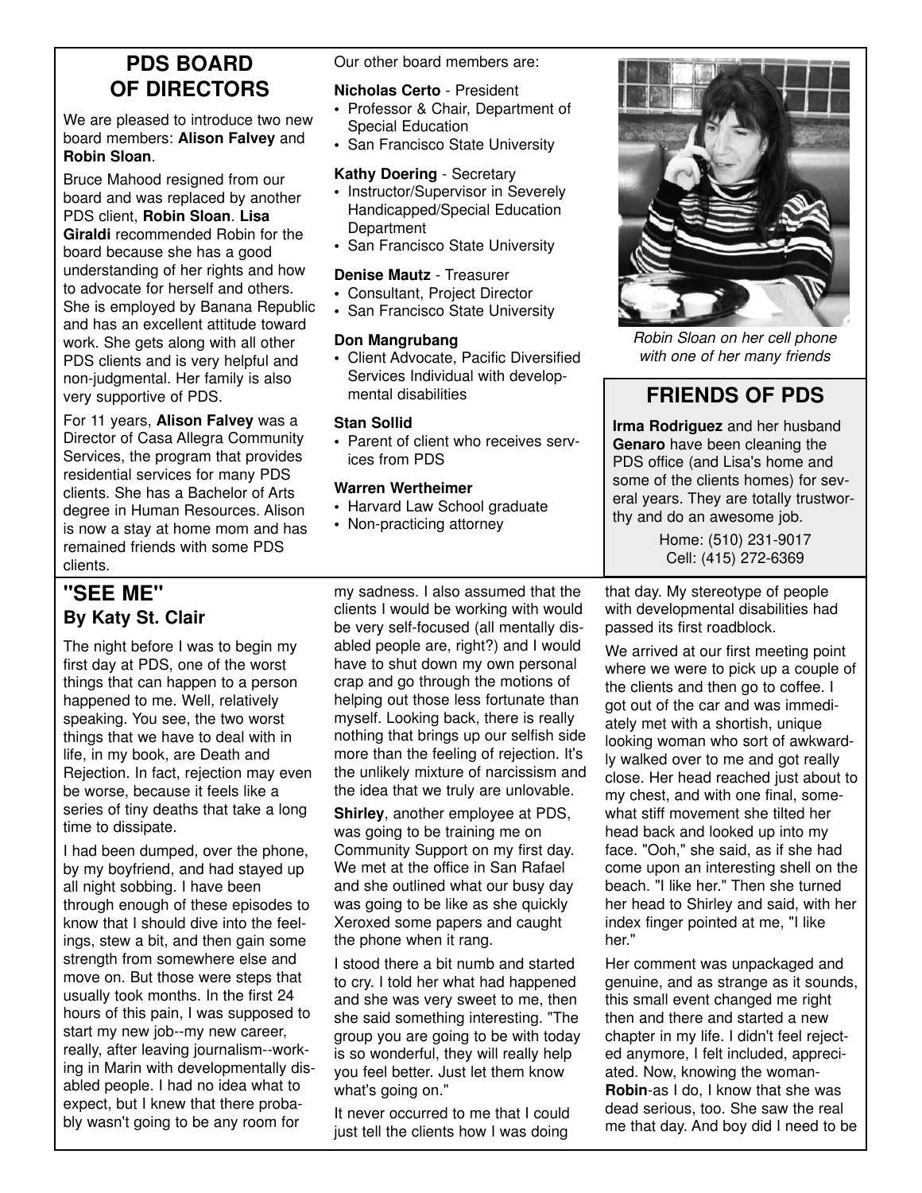## PDS BOARD OF DIRECTORS

We are pleased to introduce two new board members: **Alison Falvey** and **Robin Sloan**.

Bruce Mahood resigned from our board and was replaced by another PDS client, **Robin Sloan**. **Lisa Giraldi** recommended Robin for the board because she has a good understanding of her rights and how to advocate for herself and others. She is employed by Banana Republic and has an excellent attitude toward work. She gets along with all other PDS clients and is very helpful and non-judgmental. Her family is also very supportive of PDS.

For 11 years, **Alison Falvey** was a Director of Casa Allegra Community Services, the program that provides residential services for many PDS clients. She has a Bachelor of Arts degree in Human Resources. Alison is now a stay at home mom and has remained friends with some PDS clients.

Our other board members are:

**Nicholas Certo** - President
- Professor & Chair, Department of Special Education
- San Francisco State University

**Kathy Doering** - Secretary
- Instructor/Supervisor in Severely Handicapped/Special Education Department
- San Francisco State University

**Denise Mautz** - Treasurer
- Consultant, Project Director
- San Francisco State University

**Don Mangrubang**
- Client Advocate, Pacific Diversified Services Individual with developmental disabilities

**Stan Sollid**
- Parent of client who receives services from PDS

**Warren Wertheimer**
- Harvard Law School graduate
- Non-practicing attorney

*Robin Sloan on her cell phone with one of her many friends*

## FRIENDS OF PDS

**Irma Rodriguez** and her husband **Genaro** have been cleaning the PDS office (and Lisa's home and some of the clients homes) for several years. They are totally trustworthy and do an awesome job.

Home: (510) 231-9017
Cell: (415) 272-6369

## "SEE ME"
### By Katy St. Clair

The night before I was to begin my first day at PDS, one of the worst things that can happen to a person happened to me. Well, relatively speaking. You see, the two worst things that we have to deal with in life, in my book, are Death and Rejection. In fact, rejection may even be worse, because it feels like a series of tiny deaths that take a long time to dissipate.

I had been dumped, over the phone, by my boyfriend, and had stayed up all night sobbing. I have been through enough of these episodes to know that I should dive into the feelings, stew a bit, and then gain some strength from somewhere else and move on. But those were steps that usually took months. In the first 24 hours of this pain, I was supposed to start my new job--my new career, really, after leaving journalism--working in Marin with developmentally disabled people. I had no idea what to expect, but I knew that there probably wasn't going to be any room for my sadness. I also assumed that the clients I would be working with would be very self-focused (all mentally disabled people are, right?) and I would have to shut down my own personal crap and go through the motions of helping out those less fortunate than myself. Looking back, there is really nothing that brings up our selfish side more than the feeling of rejection. It's the unlikely mixture of narcissism and the idea that we truly are unlovable.

**Shirley**, another employee at PDS, was going to be training me on Community Support on my first day. We met at the office in San Rafael and she outlined what our busy day was going to be like as she quickly Xeroxed some papers and caught the phone when it rang.

I stood there a bit numb and started to cry. I told her what had happened and she was very sweet to me, then she said something interesting. "The group you are going to be with today is so wonderful, they will really help you feel better. Just let them know what's going on."

It never occurred to me that I could just tell the clients how I was doing that day. My stereotype of people with developmental disabilities had passed its first roadblock.

We arrived at our first meeting point where we were to pick up a couple of the clients and then go to coffee. I got out of the car and was immediately met with a shortish, unique looking woman who sort of awkwardly walked over to me and got really close. Her head reached just about to my chest, and with one final, somewhat stiff movement she tilted her head back and looked up into my face. "Ooh," she said, as if she had come upon an interesting shell on the beach. "I like her." Then she turned her head to Shirley and said, with her index finger pointed at me, "I like her."

Her comment was unpackaged and genuine, and as strange as it sounds, this small event changed me right then and there and started a new chapter in my life. I didn't feel rejected anymore, I felt included, appreciated. Now, knowing the woman-**Robin**-as I do, I know that she was dead serious, too. She saw the real me that day. And boy did I need to be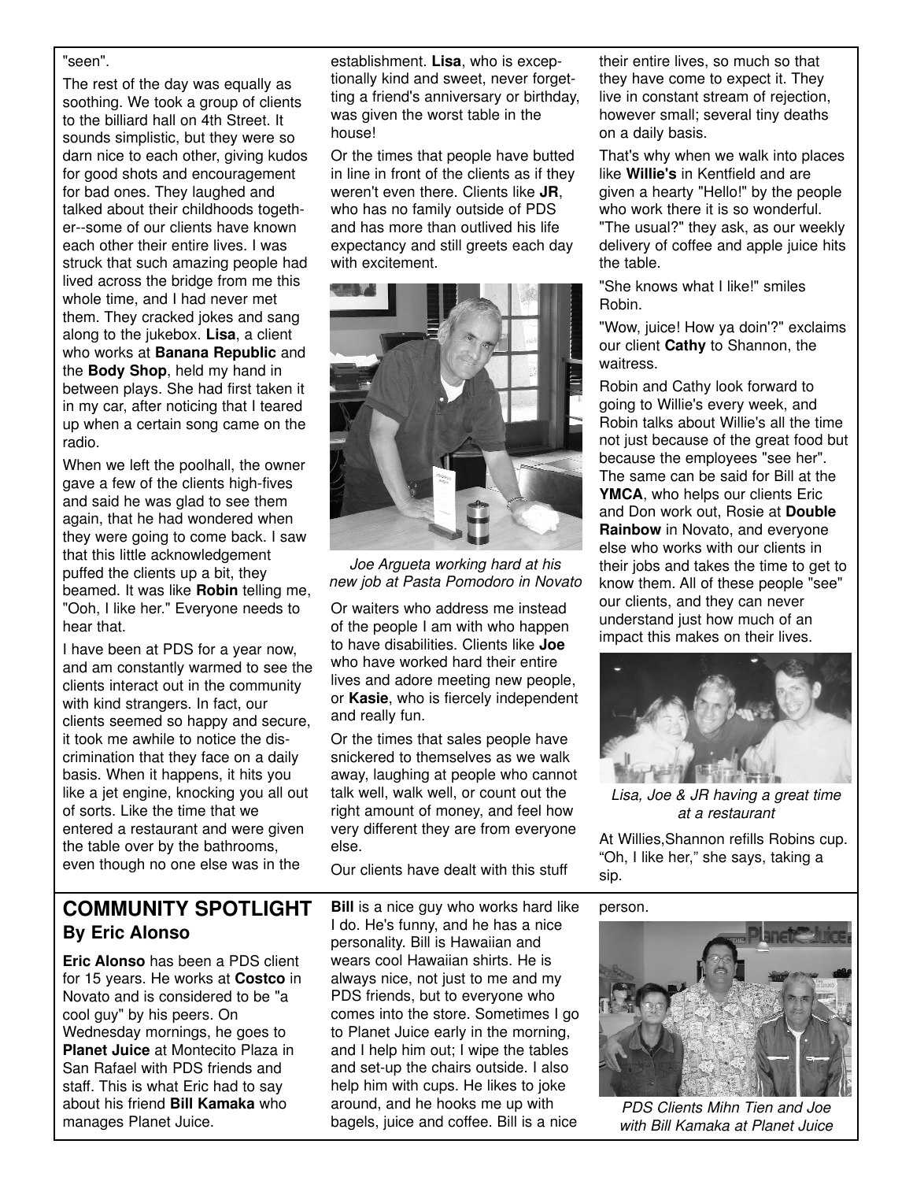"seen".

The rest of the day was equally as soothing. We took a group of clients to the billiard hall on 4th Street. It sounds simplistic, but they were so darn nice to each other, giving kudos for good shots and encouragement for bad ones. They laughed and talked about their childhoods together--some of our clients have known each other their entire lives. I was struck that such amazing people had lived across the bridge from me this whole time, and I had never met them. They cracked jokes and sang along to the jukebox. **Lisa**, a client who works at **Banana Republic** and the **Body Shop**, held my hand in between plays. She had first taken it in my car, after noticing that I teared up when a certain song came on the radio.

When we left the poolhall, the owner gave a few of the clients high-fives and said he was glad to see them again, that he had wondered when they were going to come back. I saw that this little acknowledgement puffed the clients up a bit, they beamed. It was like **Robin** telling me, "Ooh, I like her." Everyone needs to hear that.

I have been at PDS for a year now, and am constantly warmed to see the clients interact out in the community with kind strangers. In fact, our clients seemed so happy and secure, it took me awhile to notice the discrimination that they face on a daily basis. When it happens, it hits you like a jet engine, knocking you all out of sorts. Like the time that we entered a restaurant and were given the table over by the bathrooms, even though no one else was in the establishment. **Lisa**, who is exceptionally kind and sweet, never forgetting a friend's anniversary or birthday, was given the worst table in the house!

Or the times that people have butted in line in front of the clients as if they weren't even there. Clients like **JR**, who has no family outside of PDS and has more than outlived his life expectancy and still greets each day with excitement.

*Joe Argueta working hard at his new job at Pasta Pomodoro in Novato*

Or waiters who address me instead of the people I am with who happen to have disabilities. Clients like **Joe** who have worked hard their entire lives and adore meeting new people, or **Kasie**, who is fiercely independent and really fun.

Or the times that sales people have snickered to themselves as we walk away, laughing at people who cannot talk well, walk well, or count out the right amount of money, and feel how very different they are from everyone else.

Our clients have dealt with this stuff their entire lives, so much so that they have come to expect it. They live in constant stream of rejection, however small; several tiny deaths on a daily basis.

That's why when we walk into places like **Willie's** in Kentfield and are given a hearty "Hello!" by the people who work there it is so wonderful. "The usual?" they ask, as our weekly delivery of coffee and apple juice hits the table.

"She knows what I like!" smiles Robin.

"Wow, juice! How ya doin'?" exclaims our client **Cathy** to Shannon, the waitress.

Robin and Cathy look forward to going to Willie's every week, and Robin talks about Willie's all the time not just because of the great food but because the employees "see her". The same can be said for Bill at the **YMCA**, who helps our clients Eric and Don work out, Rosie at **Double Rainbow** in Novato, and everyone else who works with our clients in their jobs and takes the time to get to know them. All of these people "see" our clients, and they can never understand just how much of an impact this makes on their lives.

*Lisa, Joe & JR having a great time at a restaurant*

At Willies,Shannon refills Robins cup. "Oh, I like her," she says, taking a sip.

## COMMUNITY SPOTLIGHT
### By Eric Alonso

**Eric Alonso** has been a PDS client for 15 years. He works at **Costco** in Novato and is considered to be "a cool guy" by his peers. On Wednesday mornings, he goes to **Planet Juice** at Montecito Plaza in San Rafael with PDS friends and staff. This is what Eric had to say about his friend **Bill Kamaka** who manages Planet Juice.

**Bill** is a nice guy who works hard like I do. He's funny, and he has a nice personality. Bill is Hawaiian and wears cool Hawaiian shirts. He is always nice, not just to me and my PDS friends, but to everyone who comes into the store. Sometimes I go to Planet Juice early in the morning, and I help him out; I wipe the tables and set-up the chairs outside. I also help him with cups. He likes to joke around, and he hooks me up with bagels, juice and coffee. Bill is a nice person.

*PDS Clients Mihn Tien and Joe with Bill Kamaka at Planet Juice*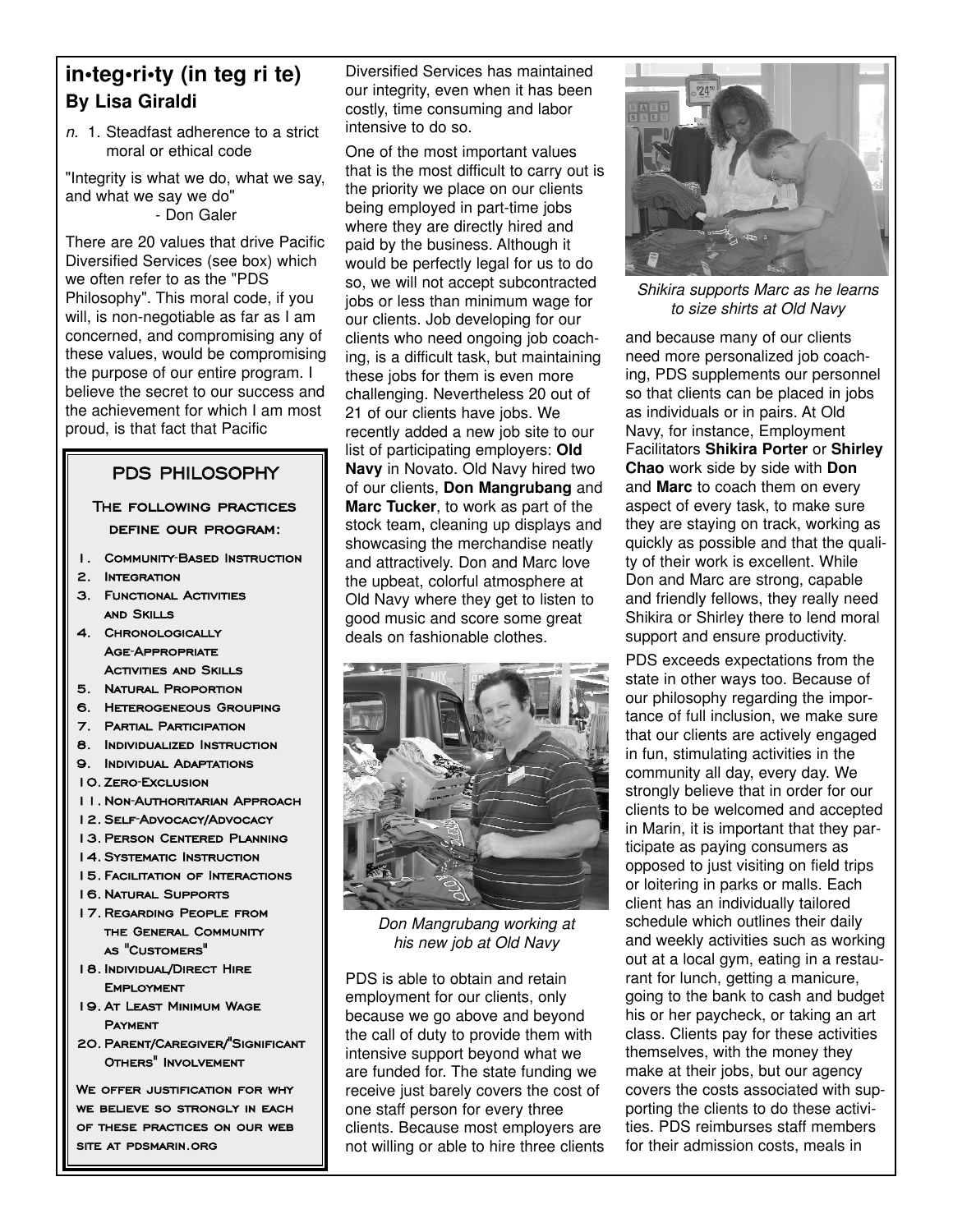## in•teg•ri•ty (in teg ri te)

### By Lisa Giraldi

*n.* 1. Steadfast adherence to a strict moral or ethical code

"Integrity is what we do, what we say, and what we say we do"
- Don Galer

There are 20 values that drive Pacific Diversified Services (see box) which we often refer to as the "PDS Philosophy". This moral code, if you will, is non-negotiable as far as I am concerned, and compromising any of these values, would be compromising the purpose of our entire program. I believe the secret to our success and the achievement for which I am most proud, is that fact that Pacific Diversified Services has maintained our integrity, even when it has been costly, time consuming and labor intensive to do so.

One of the most important values that is the most difficult to carry out is the priority we place on our clients being employed in part-time jobs where they are directly hired and paid by the business. Although it would be perfectly legal for us to do so, we will not accept subcontracted jobs or less than minimum wage for our clients. Job developing for our clients who need ongoing job coaching, is a difficult task, but maintaining these jobs for them is even more challenging. Nevertheless 20 out of 21 of our clients have jobs. We recently added a new job site to our list of participating employers: **Old Navy** in Novato. Old Navy hired two of our clients, **Don Mangrubang** and **Marc Tucker**, to work as part of the stock team, cleaning up displays and showcasing the merchandise neatly and attractively. Don and Marc love the upbeat, colorful atmosphere at Old Navy where they get to listen to good music and score some great deals on fashionable clothes.

*Don Mangrubang working at his new job at Old Navy*

PDS is able to obtain and retain employment for our clients, only because we go above and beyond the call of duty to provide them with intensive support beyond what we are funded for. The state funding we receive just barely covers the cost of one staff person for every three clients. Because most employers are not willing or able to hire three clients and because many of our clients need more personalized job coaching, PDS supplements our personnel so that clients can be placed in jobs as individuals or in pairs. At Old Navy, for instance, Employment Facilitators **Shikira Porter** or **Shirley Chao** work side by side with **Don** and **Marc** to coach them on every aspect of every task, to make sure they are staying on track, working as quickly as possible and that the quality of their work is excellent. While Don and Marc are strong, capable and friendly fellows, they really need Shikira or Shirley there to lend moral support and ensure productivity.

*Shikira supports Marc as he learns to size shirts at Old Navy*

PDS exceeds expectations from the state in other ways too. Because of our philosophy regarding the importance of full inclusion, we make sure that our clients are actively engaged in fun, stimulating activities in the community all day, every day. We strongly believe that in order for our clients to be welcomed and accepted in Marin, it is important that they participate as paying consumers as opposed to just visiting on field trips or loitering in parks or malls. Each client has an individually tailored schedule which outlines their daily and weekly activities such as working out at a local gym, eating in a restaurant for lunch, getting a manicure, going to the bank to cash and budget his or her paycheck, or taking an art class. Clients pay for these activities themselves, with the money they make at their jobs, but our agency covers the costs associated with supporting the clients to do these activities. PDS reimburses staff members for their admission costs, meals in

---

### PDS PHILOSOPHY

**THE FOLLOWING PRACTICES DEFINE OUR PROGRAM:**

1. Community-Based Instruction
2. Integration
3. Functional Activities and Skills
4. Chronologically Age-Appropriate Activities and Skills
5. Natural Proportion
6. Heterogeneous Grouping
7. Partial Participation
8. Individualized Instruction
9. Individual Adaptations
10. Zero-Exclusion
11. Non-Authoritarian Approach
12. Self-Advocacy/Advocacy
13. Person Centered Planning
14. Systematic Instruction
15. Facilitation of Interactions
16. Natural Supports
17. Regarding People from the General Community as "Customers"
18. Individual/Direct Hire Employment
19. At Least Minimum Wage Payment
20. Parent/Caregiver/"Significant Others" Involvement

We offer justification for why we believe so strongly in each of these practices on our web site at pdsmarin.org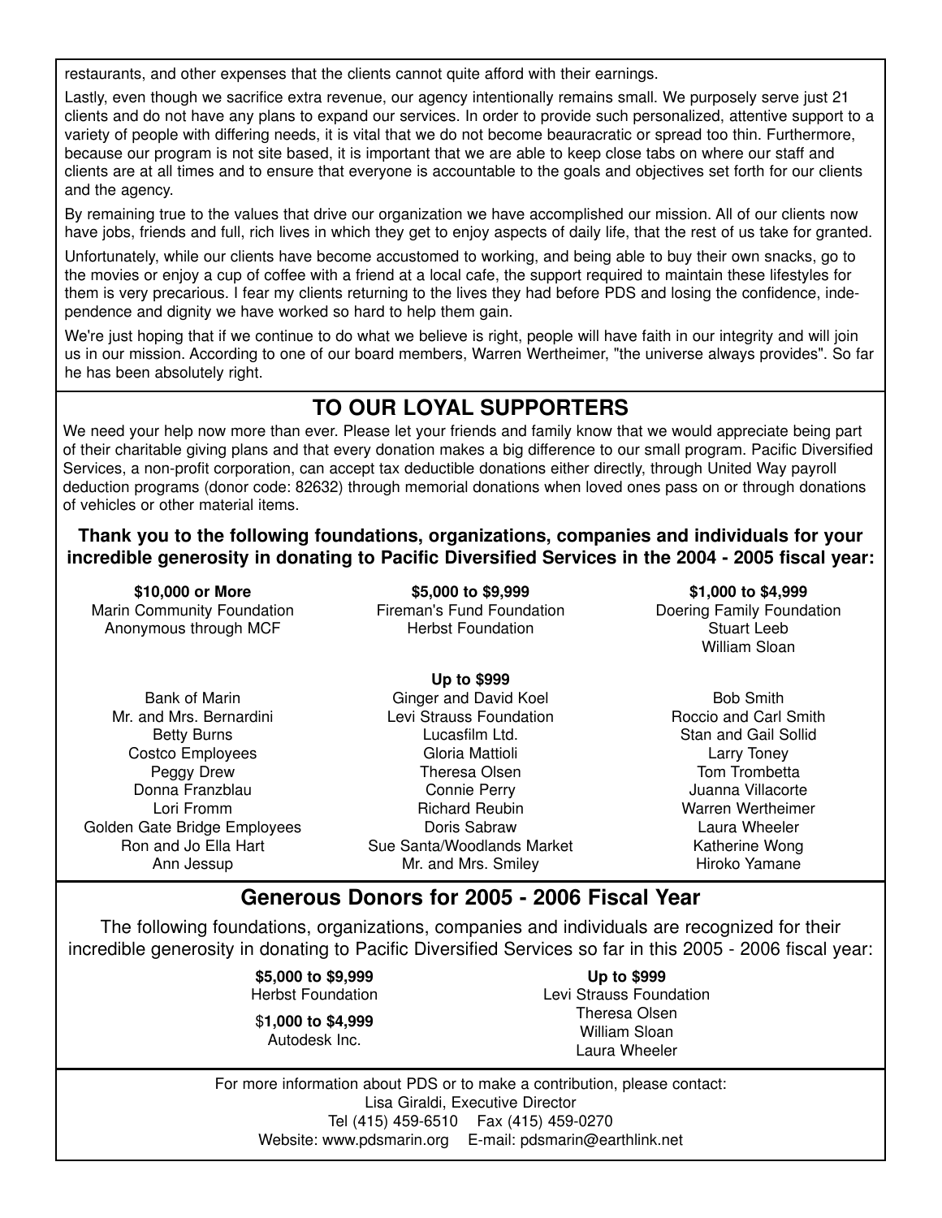restaurants, and other expenses that the clients cannot quite afford with their earnings.

Lastly, even though we sacrifice extra revenue, our agency intentionally remains small. We purposely serve just 21 clients and do not have any plans to expand our services. In order to provide such personalized, attentive support to a variety of people with differing needs, it is vital that we do not become beauracratic or spread too thin. Furthermore, because our program is not site based, it is important that we are able to keep close tabs on where our staff and clients are at all times and to ensure that everyone is accountable to the goals and objectives set forth for our clients and the agency.

By remaining true to the values that drive our organization we have accomplished our mission. All of our clients now have jobs, friends and full, rich lives in which they get to enjoy aspects of daily life, that the rest of us take for granted.

Unfortunately, while our clients have become accustomed to working, and being able to buy their own snacks, go to the movies or enjoy a cup of coffee with a friend at a local cafe, the support required to maintain these lifestyles for them is very precarious. I fear my clients returning to the lives they had before PDS and losing the confidence, independence and dignity we have worked so hard to help them gain.

We're just hoping that if we continue to do what we believe is right, people will have faith in our integrity and will join us in our mission. According to one of our board members, Warren Wertheimer, "the universe always provides". So far he has been absolutely right.

## TO OUR LOYAL SUPPORTERS

We need your help now more than ever. Please let your friends and family know that we would appreciate being part of their charitable giving plans and that every donation makes a big difference to our small program. Pacific Diversified Services, a non-profit corporation, can accept tax deductible donations either directly, through United Way payroll deduction programs (donor code: 82632) through memorial donations when loved ones pass on or through donations of vehicles or other material items.

**Thank you to the following foundations, organizations, companies and individuals for your incredible generosity in donating to Pacific Diversified Services in the 2004 - 2005 fiscal year:**

**$10,000 or More**
Marin Community Foundation
Anonymous through MCF

**$5,000 to $9,999**
Fireman's Fund Foundation
Herbst Foundation

**$1,000 to $4,999**
Doering Family Foundation
Stuart Leeb
William Sloan

**Up to $999**
Bank of Marin
Mr. and Mrs. Bernardini
Betty Burns
Costco Employees
Peggy Drew
Donna Franzblau
Lori Fromm
Golden Gate Bridge Employees
Ron and Jo Ella Hart
Ann Jessup
Ginger and David Koel
Levi Strauss Foundation
Lucasfilm Ltd.
Gloria Mattioli
Theresa Olsen
Connie Perry
Richard Reubin
Doris Sabraw
Sue Santa/Woodlands Market
Mr. and Mrs. Smiley
Bob Smith
Roccio and Carl Smith
Stan and Gail Sollid
Larry Toney
Tom Trombetta
Juanna Villacorte
Warren Wertheimer
Laura Wheeler
Katherine Wong
Hiroko Yamane

## Generous Donors for 2005 - 2006 Fiscal Year

The following foundations, organizations, companies and individuals are recognized for their incredible generosity in donating to Pacific Diversified Services so far in this 2005 - 2006 fiscal year:

**$5,000 to $9,999**
Herbst Foundation

**$1,000 to $4,999**
Autodesk Inc.

**Up to $999**
Levi Strauss Foundation
Theresa Olsen
William Sloan
Laura Wheeler

For more information about PDS or to make a contribution, please contact:
Lisa Giraldi, Executive Director
Tel (415) 459-6510 Fax (415) 459-0270
Website: www.pdsmarin.org E-mail: pdsmarin@earthlink.net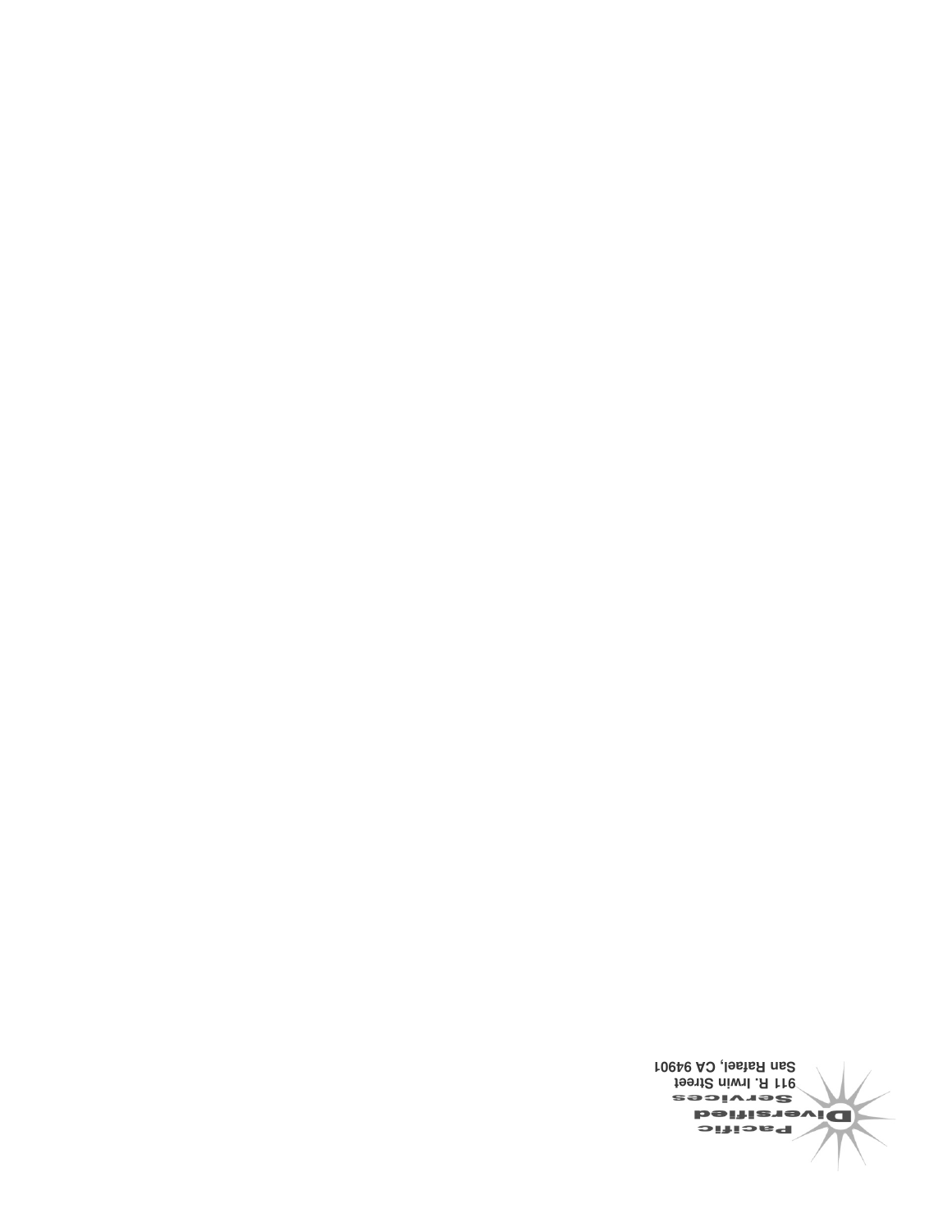Pacific
Diversified
Services
911 R. Irwin Street
San Rafael, CA 94901